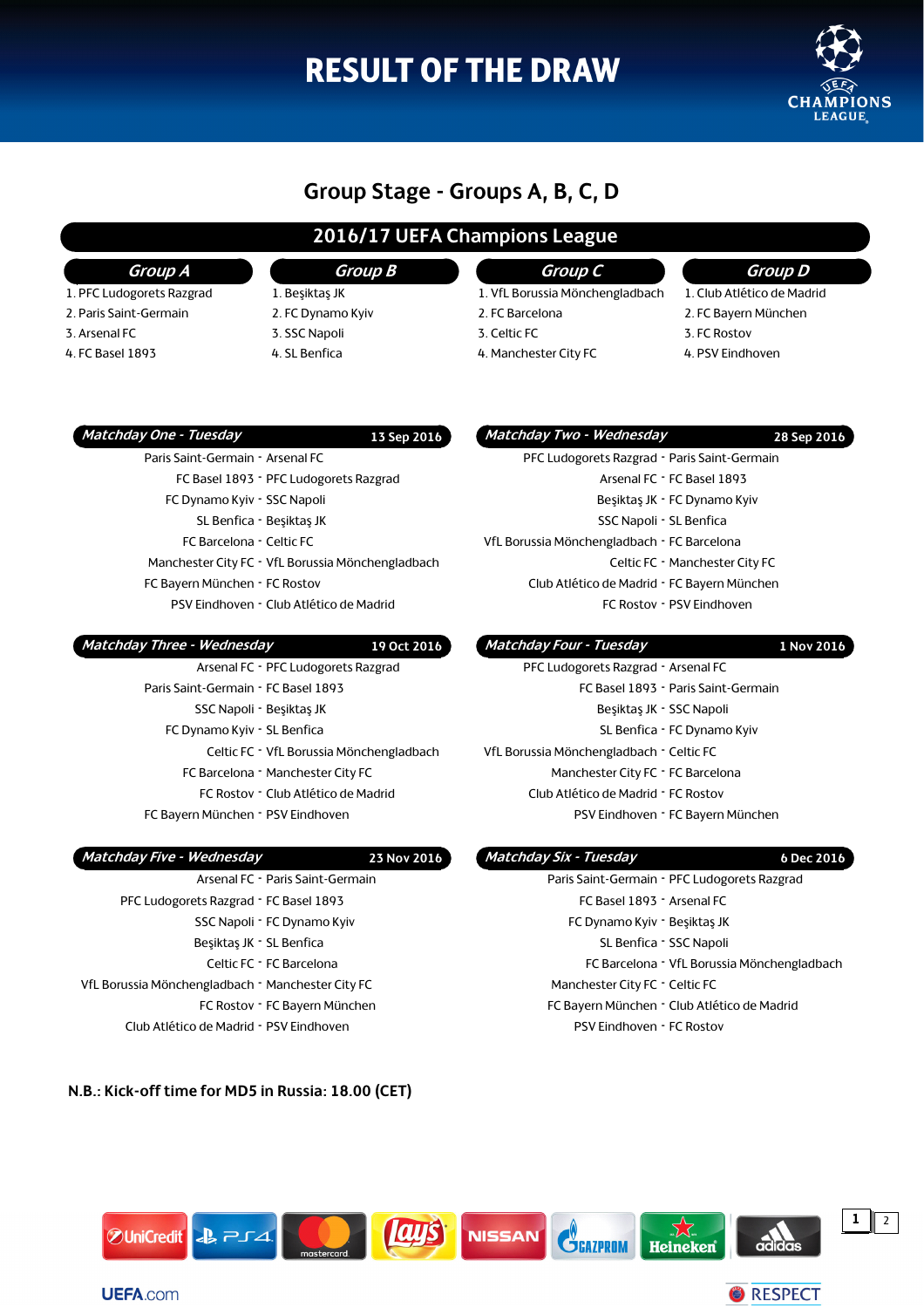# RESULT OF THE DRAW

## Group Stage - Groups A, B, C, D

### 2016/17 UEFA Champions League

| Group A | Group B | Group C | Group D |
|---|---|---|---|
| 1. PFC Ludogorets Razgrad | 1. Beşiktaş JK | 1. VfL Borussia Mönchengladbach | 1. Club Atlético de Madrid |
| 2. Paris Saint-Germain | 2. FC Dynamo Kyiv | 2. FC Barcelona | 2. FC Bayern München |
| 3. Arsenal FC | 3. SSC Napoli | 3. Celtic FC | 3. FC Rostov |
| 4. FC Basel 1893 | 4. SL Benfica | 4. Manchester City FC | 4. PSV Eindhoven |

### *Matchday One - Tuesday* — 13 Sep 2016

Paris Saint-Germain - Arsenal FC
FC Basel 1893 - PFC Ludogorets Razgrad
FC Dynamo Kyiv - SSC Napoli
SL Benfica - Beşiktaş JK
FC Barcelona - Celtic FC
Manchester City FC - VfL Borussia Mönchengladbach
FC Bayern München - FC Rostov
PSV Eindhoven - Club Atlético de Madrid

### *Matchday Two - Wednesday* — 28 Sep 2016

PFC Ludogorets Razgrad - Paris Saint-Germain
Arsenal FC - FC Basel 1893
Beşiktaş JK - FC Dynamo Kyiv
SSC Napoli - SL Benfica
VfL Borussia Mönchengladbach - FC Barcelona
Celtic FC - Manchester City FC
Club Atlético de Madrid - FC Bayern München
FC Rostov - PSV Eindhoven

### *Matchday Three - Wednesday* — 19 Oct 2016

Arsenal FC - PFC Ludogorets Razgrad
Paris Saint-Germain - FC Basel 1893
SSC Napoli - Beşiktaş JK
FC Dynamo Kyiv - SL Benfica
Celtic FC - VfL Borussia Mönchengladbach
FC Barcelona - Manchester City FC
FC Rostov - Club Atlético de Madrid
FC Bayern München - PSV Eindhoven

### *Matchday Four - Tuesday* — 1 Nov 2016

PFC Ludogorets Razgrad - Arsenal FC
FC Basel 1893 - Paris Saint-Germain
Beşiktaş JK - SSC Napoli
SL Benfica - FC Dynamo Kyiv
VfL Borussia Mönchengladbach - Celtic FC
Manchester City FC - FC Barcelona
Club Atlético de Madrid - FC Rostov
PSV Eindhoven - FC Bayern München

### *Matchday Five - Wednesday* — 23 Nov 2016

Arsenal FC - Paris Saint-Germain
PFC Ludogorets Razgrad - FC Basel 1893
SSC Napoli - FC Dynamo Kyiv
Beşiktaş JK - SL Benfica
Celtic FC - FC Barcelona
VfL Borussia Mönchengladbach - Manchester City FC
FC Rostov - FC Bayern München
Club Atlético de Madrid - PSV Eindhoven

### *Matchday Six - Tuesday* — 6 Dec 2016

Paris Saint-Germain - PFC Ludogorets Razgrad
FC Basel 1893 - Arsenal FC
FC Dynamo Kyiv - Beşiktaş JK
SL Benfica - SSC Napoli
FC Barcelona - VfL Borussia Mönchengladbach
Manchester City FC - Celtic FC
FC Bayern München - Club Atlético de Madrid
PSV Eindhoven - FC Rostov

**N.B.: Kick-off time for MD5 in Russia: 18.00 (CET)**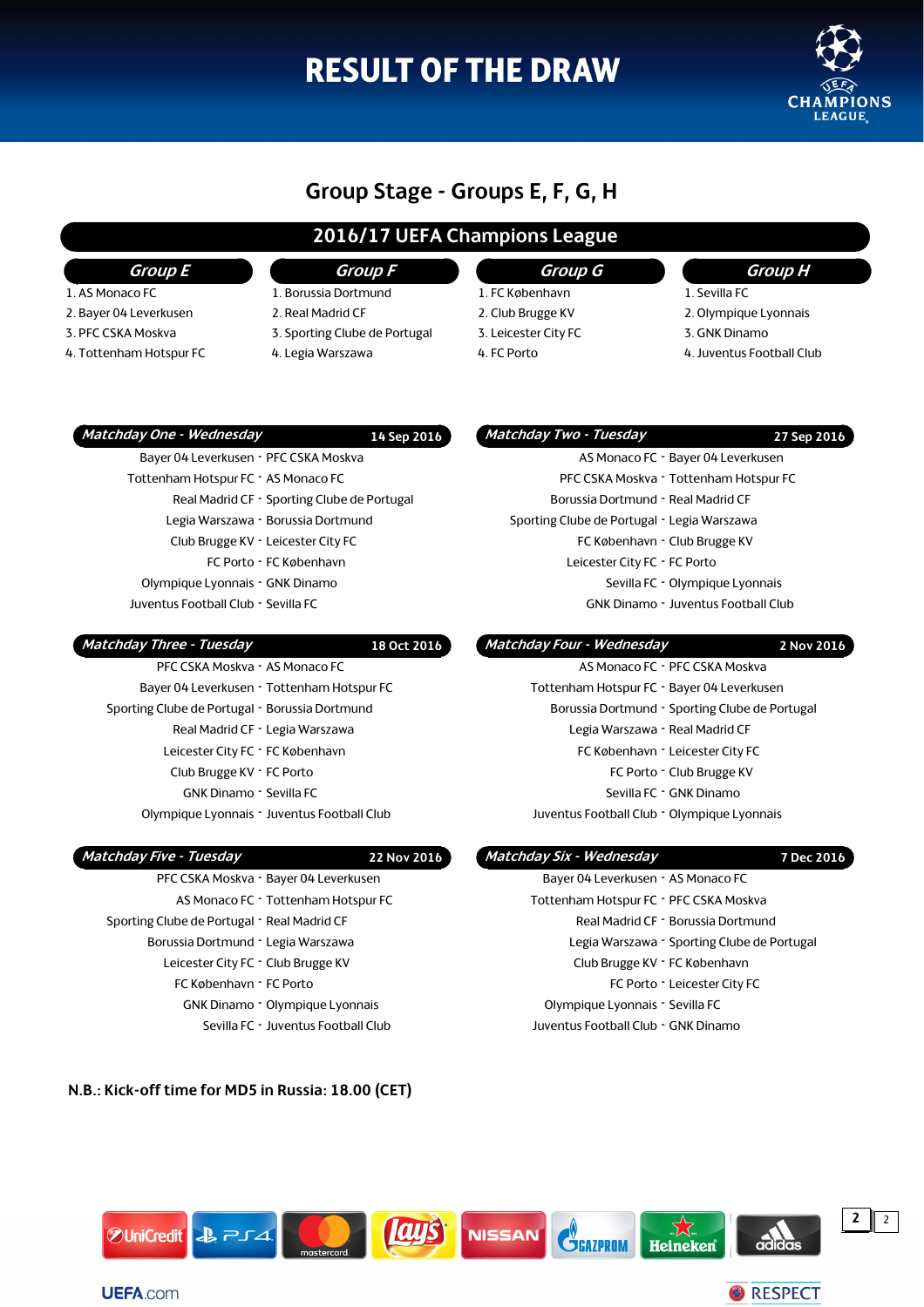# RESULT OF THE DRAW

## Group Stage - Groups E, F, G, H

### 2016/17 UEFA Champions League

**Group E**
1. AS Monaco FC
2. Bayer 04 Leverkusen
3. PFC CSKA Moskva
4. Tottenham Hotspur FC

**Group F**
1. Borussia Dortmund
2. Real Madrid CF
3. Sporting Clube de Portugal
4. Legia Warszawa

**Group G**
1. FC København
2. Club Brugge KV
3. Leicester City FC
4. FC Porto

**Group H**
1. Sevilla FC
2. Olympique Lyonnais
3. GNK Dinamo
4. Juventus Football Club

***Matchday One - Wednesday*** **14 Sep 2016**

Bayer 04 Leverkusen - PFC CSKA Moskva
Tottenham Hotspur FC - AS Monaco FC
Real Madrid CF - Sporting Clube de Portugal
Legia Warszawa - Borussia Dortmund
Club Brugge KV - Leicester City FC
FC Porto - FC København
Olympique Lyonnais - GNK Dinamo
Juventus Football Club - Sevilla FC

***Matchday Two - Tuesday*** **27 Sep 2016**

AS Monaco FC - Bayer 04 Leverkusen
PFC CSKA Moskva - Tottenham Hotspur FC
Borussia Dortmund - Real Madrid CF
Sporting Clube de Portugal - Legia Warszawa
FC København - Club Brugge KV
Leicester City FC - FC Porto
Sevilla FC - Olympique Lyonnais
GNK Dinamo - Juventus Football Club

***Matchday Three - Tuesday*** **18 Oct 2016**

PFC CSKA Moskva - AS Monaco FC
Bayer 04 Leverkusen - Tottenham Hotspur FC
Sporting Clube de Portugal - Borussia Dortmund
Real Madrid CF - Legia Warszawa
Leicester City FC - FC København
Club Brugge KV - FC Porto
GNK Dinamo - Sevilla FC
Olympique Lyonnais - Juventus Football Club

***Matchday Four - Wednesday*** **2 Nov 2016**

AS Monaco FC - PFC CSKA Moskva
Tottenham Hotspur FC - Bayer 04 Leverkusen
Borussia Dortmund - Sporting Clube de Portugal
Legia Warszawa - Real Madrid CF
FC København - Leicester City FC
FC Porto - Club Brugge KV
Sevilla FC - GNK Dinamo
Juventus Football Club - Olympique Lyonnais

***Matchday Five - Tuesday*** **22 Nov 2016**

PFC CSKA Moskva - Bayer 04 Leverkusen
AS Monaco FC - Tottenham Hotspur FC
Sporting Clube de Portugal - Real Madrid CF
Borussia Dortmund - Legia Warszawa
Leicester City FC - Club Brugge KV
FC København - FC Porto
GNK Dinamo - Olympique Lyonnais
Sevilla FC - Juventus Football Club

***Matchday Six - Wednesday*** **7 Dec 2016**

Bayer 04 Leverkusen - AS Monaco FC
Tottenham Hotspur FC - PFC CSKA Moskva
Real Madrid CF - Borussia Dortmund
Legia Warszawa - Sporting Clube de Portugal
Club Brugge KV - FC København
FC Porto - Leicester City FC
Olympique Lyonnais - Sevilla FC
Juventus Football Club - GNK Dinamo

**N.B.: Kick-off time for MD5 in Russia: 18.00 (CET)**